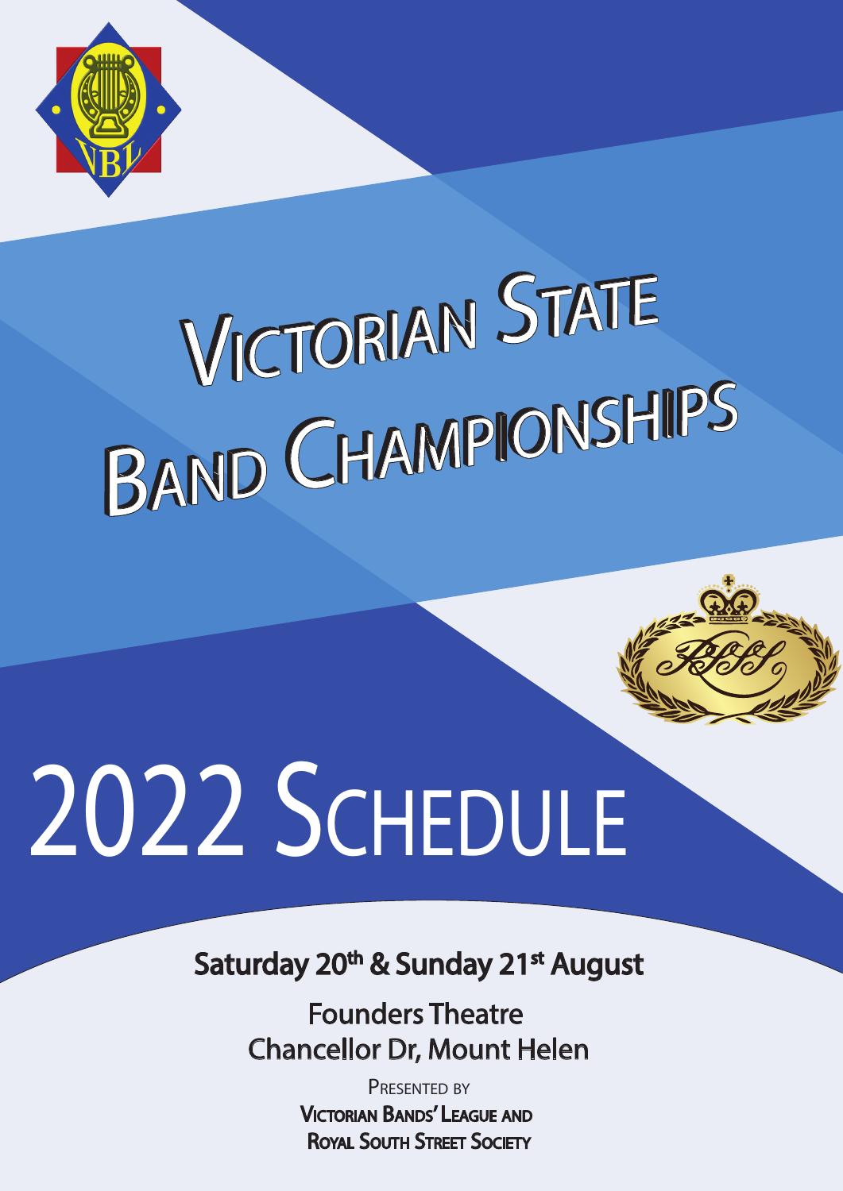# Victorian State Band Championships

# 2022 Schedule

**Saturday 20th & Sunday 21st August**

Founders Theatre
Chancellor Dr, Mount Helen

Presented by
**Victorian Bands' League and**
**Royal South Street Society**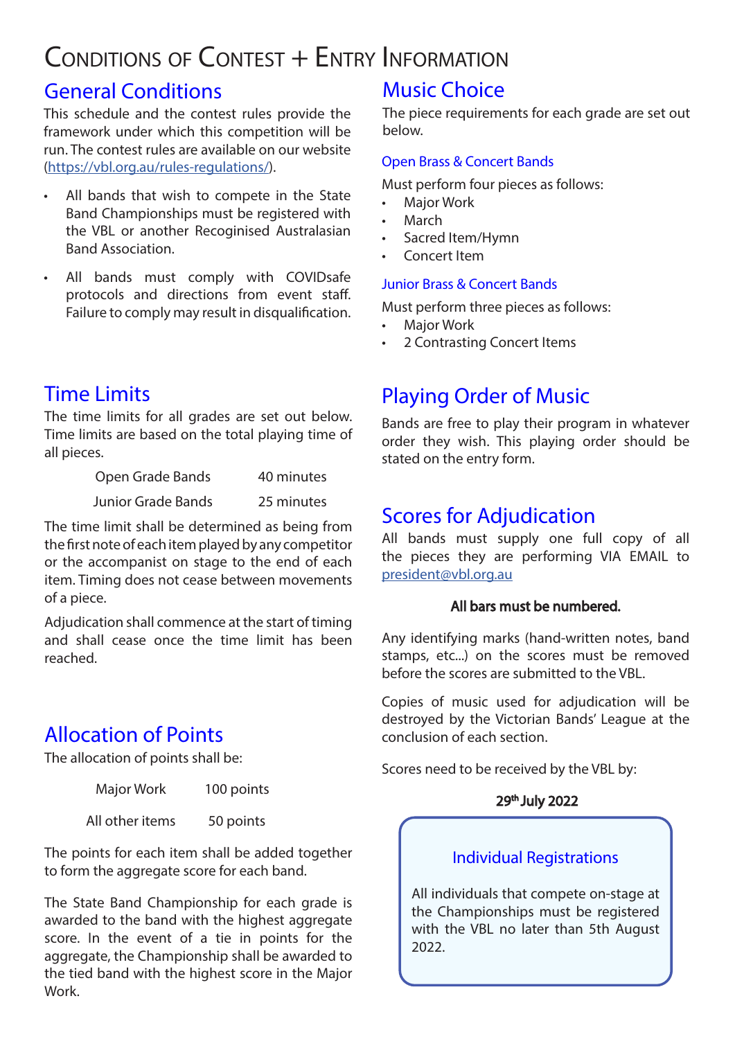# Conditions of Contest + Entry Information

## General Conditions

This schedule and the contest rules provide the framework under which this competition will be run. The contest rules are available on our website (https://vbl.org.au/rules-regulations/).

- All bands that wish to compete in the State Band Championships must be registered with the VBL or another Recogiinised Australasian Band Association.
- All bands must comply with COVIDsafe protocols and directions from event staff. Failure to comply may result in disqualification.

## Time Limits

The time limits for all grades are set out below. Time limits are based on the total playing time of all pieces.

| | |
|---|---|
| Open Grade Bands | 40 minutes |
| Junior Grade Bands | 25 minutes |

The time limit shall be determined as being from the first note of each item played by any competitor or the accompanist on stage to the end of each item. Timing does not cease between movements of a piece.

Adjudication shall commence at the start of timing and shall cease once the time limit has been reached.

## Allocation of Points

The allocation of points shall be:

| | |
|---|---|
| Major Work | 100 points |
| All other items | 50 points |

The points for each item shall be added together to form the aggregate score for each band.

The State Band Championship for each grade is awarded to the band with the highest aggregate score. In the event of a tie in points for the aggregate, the Championship shall be awarded to the tied band with the highest score in the Major Work.

## Music Choice

The piece requirements for each grade are set out below.

### Open Brass & Concert Bands

Must perform four pieces as follows:

- Major Work
- March
- Sacred Item/Hymn
- Concert Item

### Junior Brass & Concert Bands

Must perform three pieces as follows:

- Major Work
- 2 Contrasting Concert Items

## Playing Order of Music

Bands are free to play their program in whatever order they wish. This playing order should be stated on the entry form.

## Scores for Adjudication

All bands must supply one full copy of all the pieces they are performing VIA EMAIL to president@vbl.org.au

**All bars must be numbered.**

Any identifying marks (hand-written notes, band stamps, etc...) on the scores must be removed before the scores are submitted to the VBL.

Copies of music used for adjudication will be destroyed by the Victorian Bands' League at the conclusion of each section.

Scores need to be received by the VBL by:

**29th July 2022**

### Individual Registrations

All individuals that compete on-stage at the Championships must be registered with the VBL no later than 5th August 2022.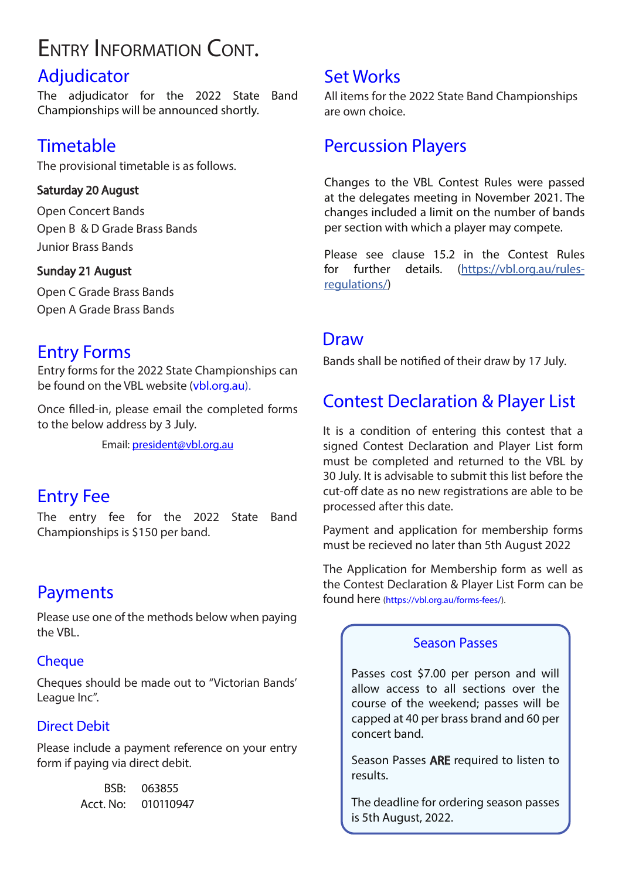# Entry Information Cont.

## Adjudicator

The adjudicator for the 2022 State Band Championships will be announced shortly.

## Timetable

The provisional timetable is as follows.

**Saturday 20 August**

Open Concert Bands

Open B & D Grade Brass Bands

Junior Brass Bands

**Sunday 21 August**

Open C Grade Brass Bands

Open A Grade Brass Bands

## Entry Forms

Entry forms for the 2022 State Championships can be found on the VBL website (vbl.org.au).

Once filled-in, please email the completed forms to the below address by 3 July.

Email: president@vbl.org.au

## Entry Fee

The entry fee for the 2022 State Band Championships is $150 per band.

## Payments

Please use one of the methods below when paying the VBL.

### Cheque

Cheques should be made out to "Victorian Bands' League Inc".

### Direct Debit

Please include a payment reference on your entry form if paying via direct debit.

BSB: 063855
Acct. No: 010110947

## Set Works

All items for the 2022 State Band Championships are own choice.

## Percussion Players

Changes to the VBL Contest Rules were passed at the delegates meeting in November 2021. The changes included a limit on the number of bands per section with which a player may compete.

Please see clause 15.2 in the Contest Rules for further details. (https://vbl.org.au/rules-regulations/)

## Draw

Bands shall be notified of their draw by 17 July.

## Contest Declaration & Player List

It is a condition of entering this contest that a signed Contest Declaration and Player List form must be completed and returned to the VBL by 30 July. It is advisable to submit this list before the cut-off date as no new registrations are able to be processed after this date.

Payment and application for membership forms must be recieved no later than 5th August 2022

The Application for Membership form as well as the Contest Declaration & Player List Form can be found here (https://vbl.org.au/forms-fees/).

### Season Passes

Passes cost $7.00 per person and will allow access to all sections over the course of the weekend; passes will be capped at 40 per brass brand and 60 per concert band.

Season Passes **ARE** required to listen to results.

The deadline for ordering season passes is 5th August, 2022.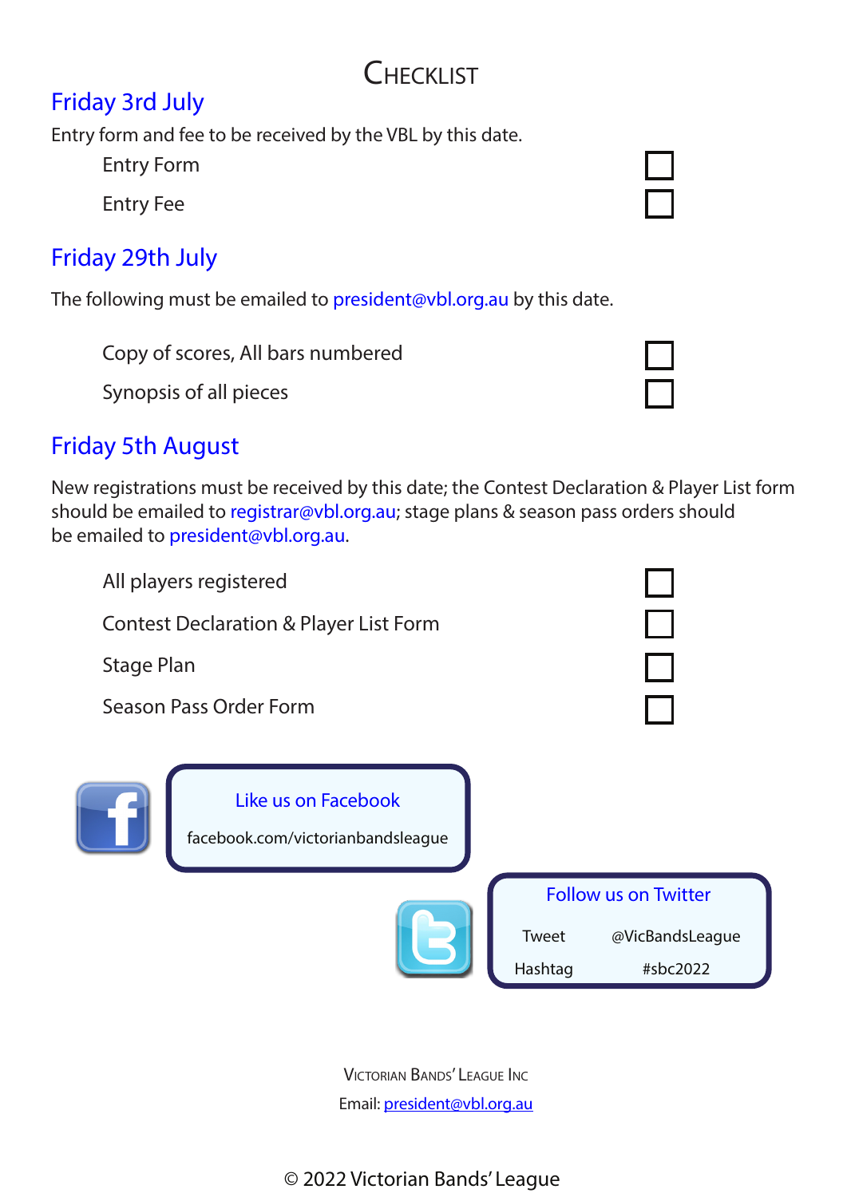# Checklist

## Friday 3rd July

Entry form and fee to be received by the VBL by this date.

- [ ] Entry Form
- [ ] Entry Fee

## Friday 29th July

The following must be emailed to president@vbl.org.au by this date.

- [ ] Copy of scores, All bars numbered
- [ ] Synopsis of all pieces

## Friday 5th August

New registrations must be received by this date; the Contest Declaration & Player List form should be emailed to registrar@vbl.org.au; stage plans & season pass orders should be emailed to president@vbl.org.au.

- [ ] All players registered
- [ ] Contest Declaration & Player List Form
- [ ] Stage Plan
- [ ] Season Pass Order Form

**Like us on Facebook**

facebook.com/victorianbandsleague

**Follow us on Twitter**

Tweet @VicBandsLeague

Hashtag #sbc2022

Victorian Bands' League Inc

Email: president@vbl.org.au

© 2022 Victorian Bands' League